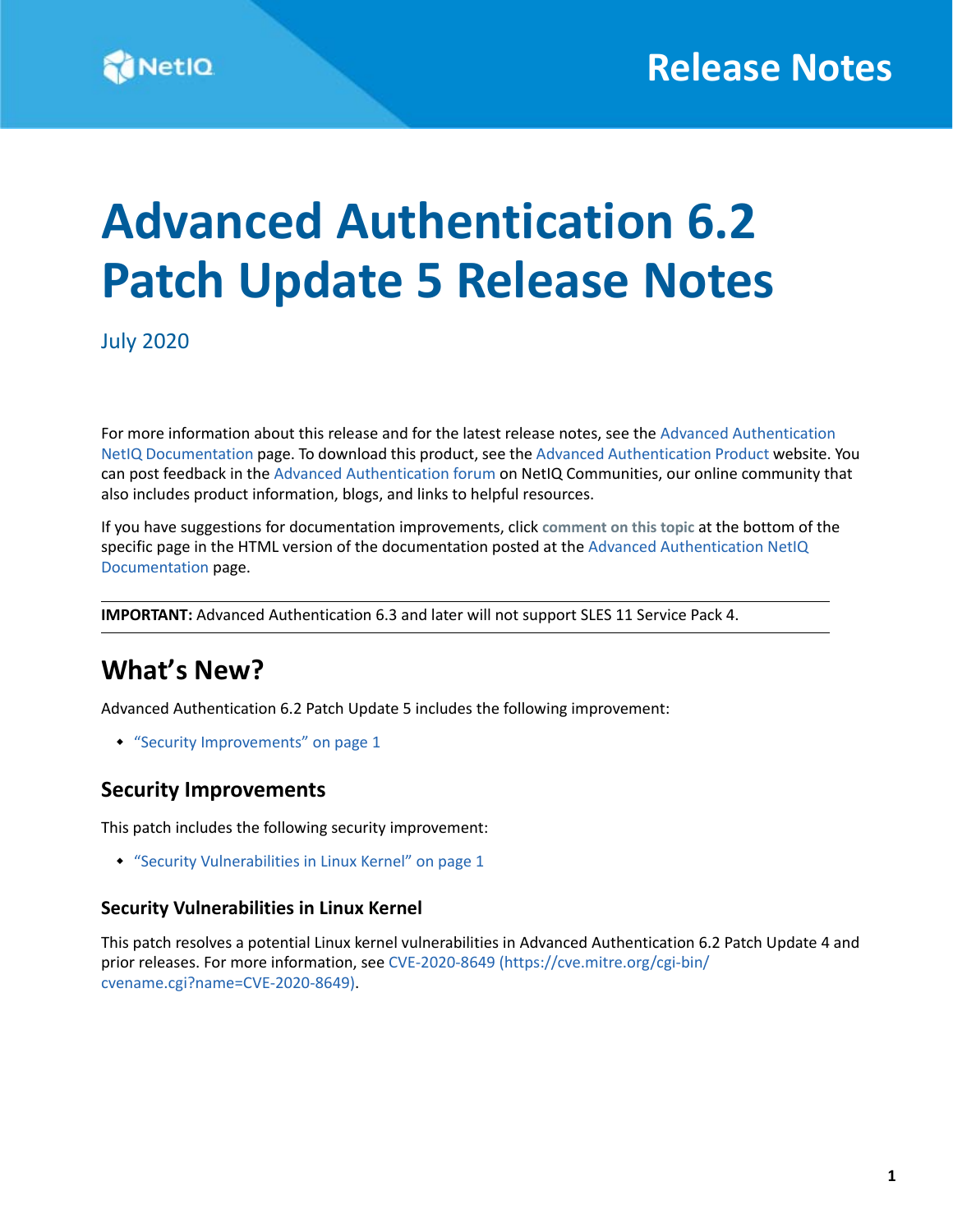# Advanced Authentication 6.2 Patch Update 5 Release Notes

July 2020

For more information about this release and for the latest release notes, see the Advanced Authentication NetIQ Documentation page. To download this product, see the Advanced Authentication Product website. You can post feedback in the Advanced Authentication forum on NetIQ Communities, our online community that also includes product information, blogs, and links to helpful resources.

If you have suggestions for documentation improvements, click **comment on this topic** at the bottom of the specific page in the HTML version of the documentation posted at the Advanced Authentication NetIQ Documentation page.

**IMPORTANT:** Advanced Authentication 6.3 and later will not support SLES 11 Service Pack 4.

## What's New?

Advanced Authentication 6.2 Patch Update 5 includes the following improvement:

- "Security Improvements" on page 1

### Security Improvements

This patch includes the following security improvement:

- "Security Vulnerabilities in Linux Kernel" on page 1

#### Security Vulnerabilities in Linux Kernel

This patch resolves a potential Linux kernel vulnerabilities in Advanced Authentication 6.2 Patch Update 4 and prior releases. For more information, see CVE-2020-8649 (https://cve.mitre.org/cgi-bin/cvename.cgi?name=CVE-2020-8649).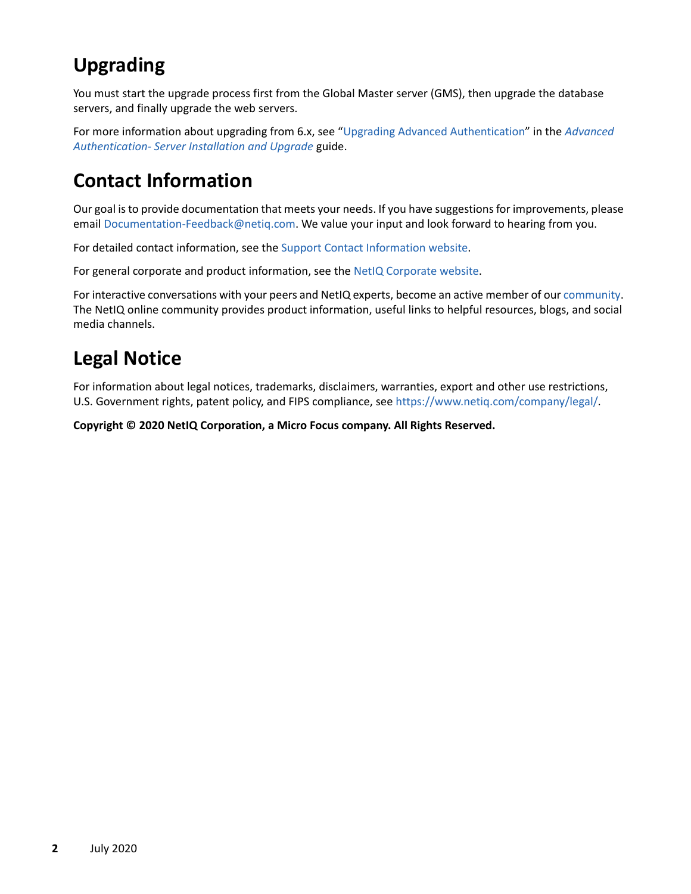## Upgrading

You must start the upgrade process first from the Global Master server (GMS), then upgrade the database servers, and finally upgrade the web servers.

For more information about upgrading from 6.x, see "Upgrading Advanced Authentication" in the *Advanced Authentication- Server Installation and Upgrade* guide.

## Contact Information

Our goal is to provide documentation that meets your needs. If you have suggestions for improvements, please email Documentation-Feedback@netiq.com. We value your input and look forward to hearing from you.

For detailed contact information, see the Support Contact Information website.

For general corporate and product information, see the NetIQ Corporate website.

For interactive conversations with your peers and NetIQ experts, become an active member of our community. The NetIQ online community provides product information, useful links to helpful resources, blogs, and social media channels.

## Legal Notice

For information about legal notices, trademarks, disclaimers, warranties, export and other use restrictions, U.S. Government rights, patent policy, and FIPS compliance, see https://www.netiq.com/company/legal/.

**Copyright © 2020 NetIQ Corporation, a Micro Focus company. All Rights Reserved.**